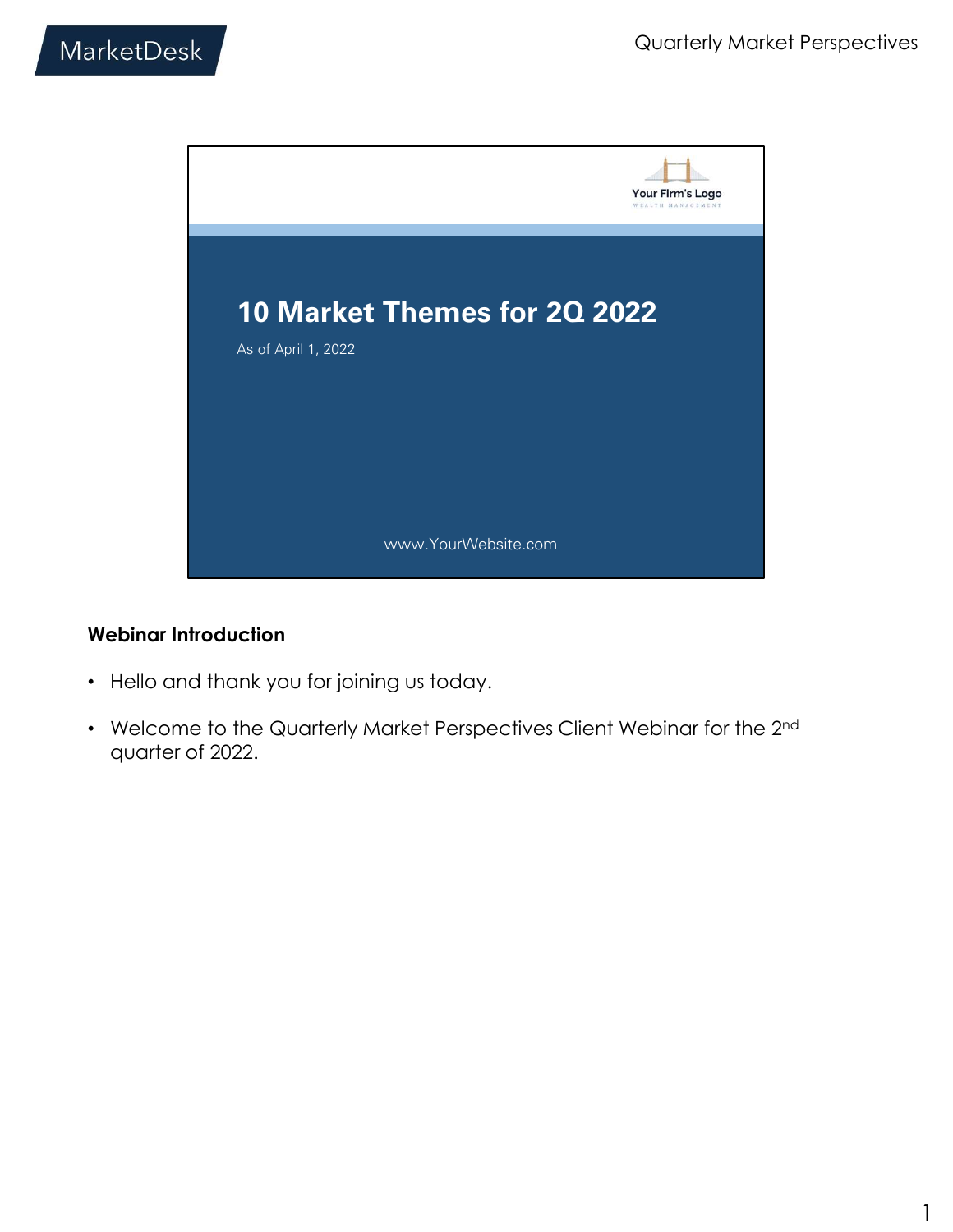# 10 Market Themes for 2Q 2022

As of April 1, 2022

www.YourWebsite.com

### Webinar Introduction

- Hello and thank you for joining us today.
- Welcome to the Quarterly Market Perspectives Client Webinar for the 2nd quarter of 2022.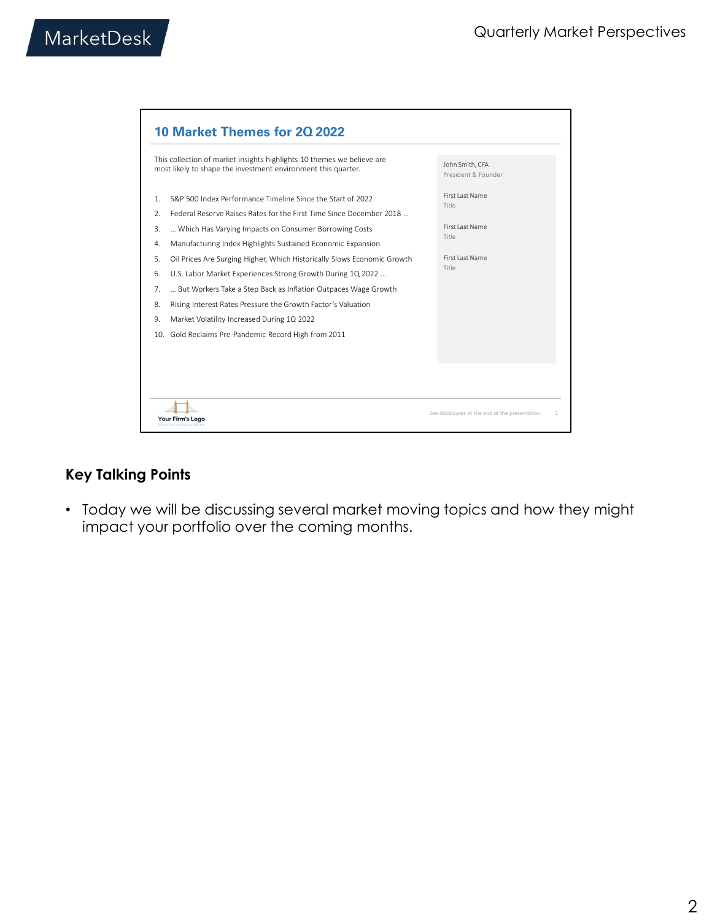## 10 Market Themes for 2Q 2022

This collection of market insights highlights 10 themes we believe are most likely to shape the investment environment this quarter.

1. S&P 500 Index Performance Timeline Since the Start of 2022
2. Federal Reserve Raises Rates for the First Time Since December 2018 …
3. … Which Has Varying Impacts on Consumer Borrowing Costs
4. Manufacturing Index Highlights Sustained Economic Expansion
5. Oil Prices Are Surging Higher, Which Historically Slows Economic Growth
6. U.S. Labor Market Experiences Strong Growth During 1Q 2022 …
7. … But Workers Take a Step Back as Inflation Outpaces Wage Growth
8. Rising Interest Rates Pressure the Growth Factor's Valuation
9. Market Volatility Increased During 1Q 2022
10. Gold Reclaims Pre-Pandemic Record High from 2011

John Smith, CFA
President & Founder

First Last Name
Title

First Last Name
Title

First Last Name
Title

Your Firm's Logo

See disclosures at the end of the presentation.

### Key Talking Points

- Today we will be discussing several market moving topics and how they might impact your portfolio over the coming months.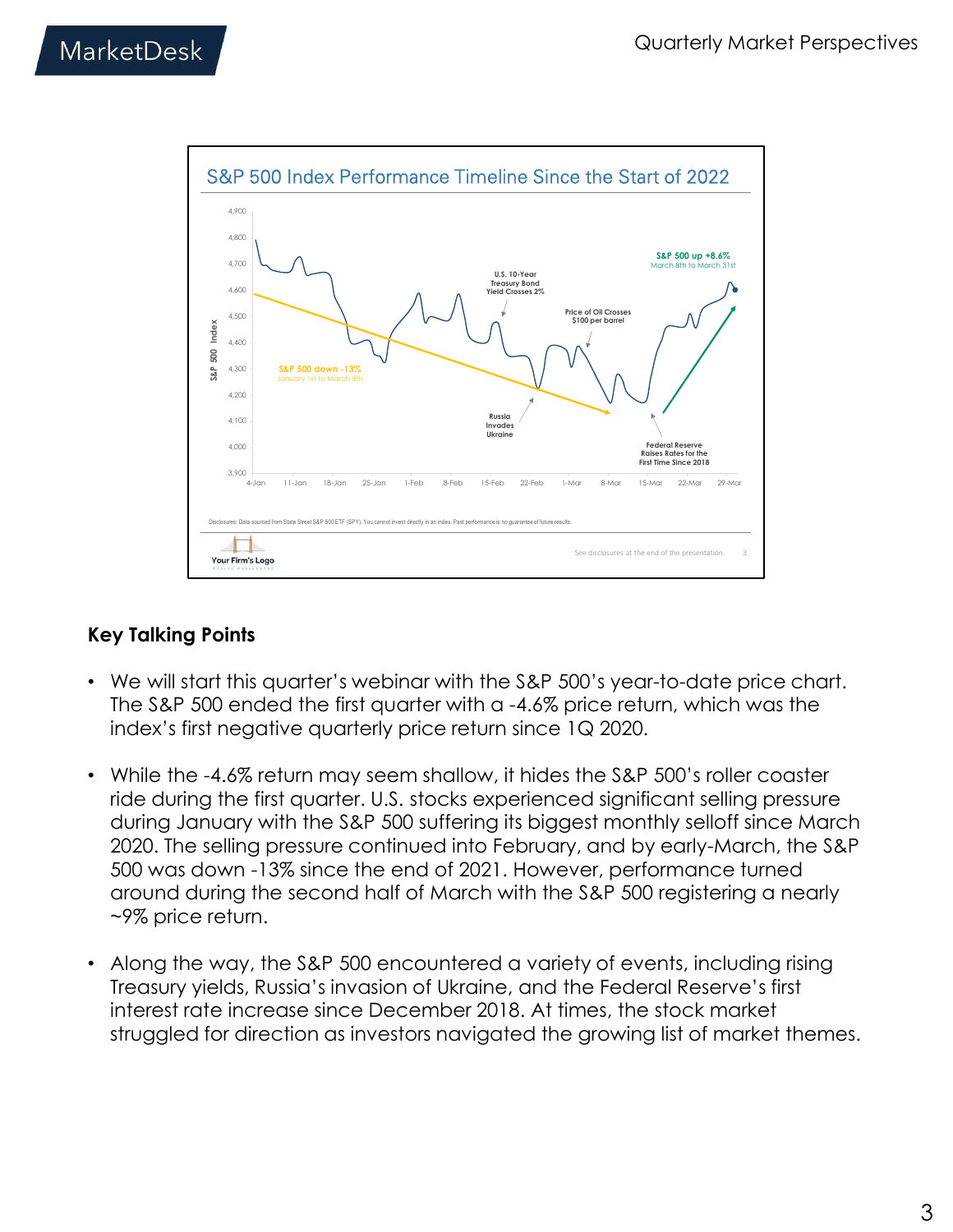## S&P 500 Index Performance Timeline Since the Start of 2022

S&P 500 down -13%
January 1st to March 8th

S&P 500 up +8.6%
March 8th to March 31st

U.S. 10-Year Treasury Bond Yield Crosses 2%

Russia Invades Ukraine

Price of Oil Crosses $100 per barrel

Federal Reserve Raises Rates for the First Time Since 2018

Disclosures: Data sourced from State Street S&P 500 ETF (SPY). You cannot invest directly in an index. Past performance is no guarantee of future results.

See disclosures at the end of the presentation.

### Key Talking Points

- We will start this quarter's webinar with the S&P 500's year-to-date price chart. The S&P 500 ended the first quarter with a -4.6% price return, which was the index's first negative quarterly price return since 1Q 2020.
- While the -4.6% return may seem shallow, it hides the S&P 500's roller coaster ride during the first quarter. U.S. stocks experienced significant selling pressure during January with the S&P 500 suffering its biggest monthly selloff since March 2020. The selling pressure continued into February, and by early-March, the S&P 500 was down -13% since the end of 2021. However, performance turned around during the second half of March with the S&P 500 registering a nearly ~9% price return.
- Along the way, the S&P 500 encountered a variety of events, including rising Treasury yields, Russia's invasion of Ukraine, and the Federal Reserve's first interest rate increase since December 2018. At times, the stock market struggled for direction as investors navigated the growing list of market themes.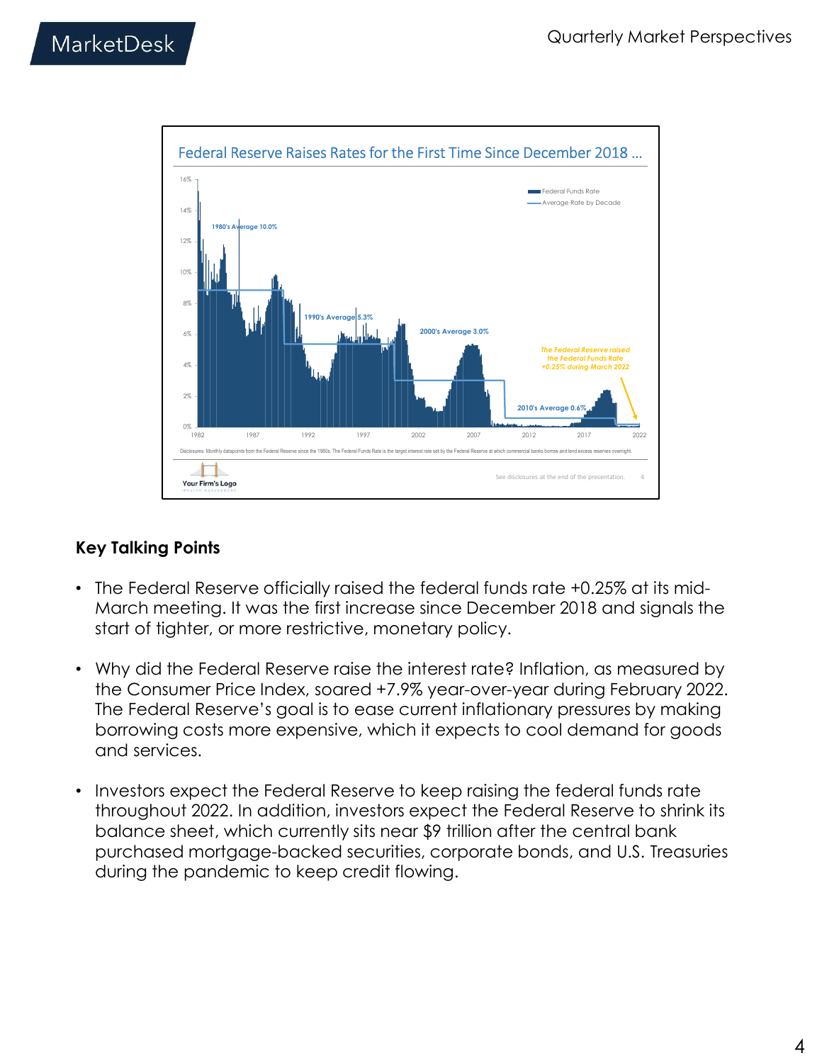Federal Reserve Raises Rates for the First Time Since December 2018 …

Disclosures: Monthly datapoints from the Federal Reserve since the 1980s. The Federal Funds Rate is the target interest rate set by the Federal Reserve at which commercial banks borrow and lend excess reserves overnight.

See disclosures at the end of the presentation.

## Key Talking Points

- The Federal Reserve officially raised the federal funds rate +0.25% at its mid-March meeting. It was the first increase since December 2018 and signals the start of tighter, or more restrictive, monetary policy.
- Why did the Federal Reserve raise the interest rate? Inflation, as measured by the Consumer Price Index, soared +7.9% year-over-year during February 2022. The Federal Reserve's goal is to ease current inflationary pressures by making borrowing costs more expensive, which it expects to cool demand for goods and services.
- Investors expect the Federal Reserve to keep raising the federal funds rate throughout 2022. In addition, investors expect the Federal Reserve to shrink its balance sheet, which currently sits near $9 trillion after the central bank purchased mortgage-backed securities, corporate bonds, and U.S. Treasuries during the pandemic to keep credit flowing.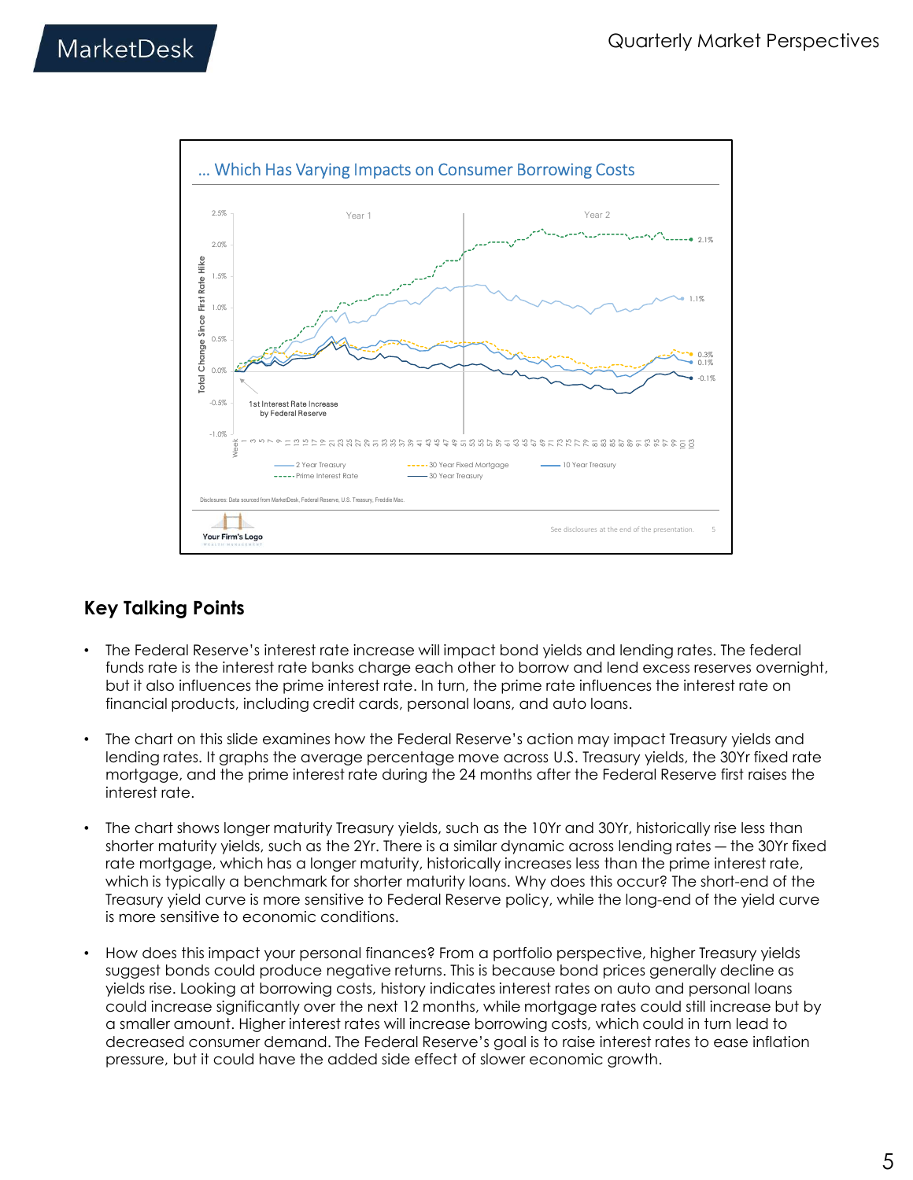## ... Which Has Varying Impacts on Consumer Borrowing Costs

Disclosures: Data sourced from MarketDesk, Federal Reserve, U.S. Treasury, Freddie Mac.

See disclosures at the end of the presentation.

## Key Talking Points

- The Federal Reserve's interest rate increase will impact bond yields and lending rates. The federal funds rate is the interest rate banks charge each other to borrow and lend excess reserves overnight, but it also influences the prime interest rate. In turn, the prime rate influences the interest rate on financial products, including credit cards, personal loans, and auto loans.
- The chart on this slide examines how the Federal Reserve's action may impact Treasury yields and lending rates. It graphs the average percentage move across U.S. Treasury yields, the 30Yr fixed rate mortgage, and the prime interest rate during the 24 months after the Federal Reserve first raises the interest rate.
- The chart shows longer maturity Treasury yields, such as the 10Yr and 30Yr, historically rise less than shorter maturity yields, such as the 2Yr. There is a similar dynamic across lending rates — the 30Yr fixed rate mortgage, which has a longer maturity, historically increases less than the prime interest rate, which is typically a benchmark for shorter maturity loans. Why does this occur? The short-end of the Treasury yield curve is more sensitive to Federal Reserve policy, while the long-end of the yield curve is more sensitive to economic conditions.
- How does this impact your personal finances? From a portfolio perspective, higher Treasury yields suggest bonds could produce negative returns. This is because bond prices generally decline as yields rise. Looking at borrowing costs, history indicates interest rates on auto and personal loans could increase significantly over the next 12 months, while mortgage rates could still increase but by a smaller amount. Higher interest rates will increase borrowing costs, which could in turn lead to decreased consumer demand. The Federal Reserve's goal is to raise interest rates to ease inflation pressure, but it could have the added side effect of slower economic growth.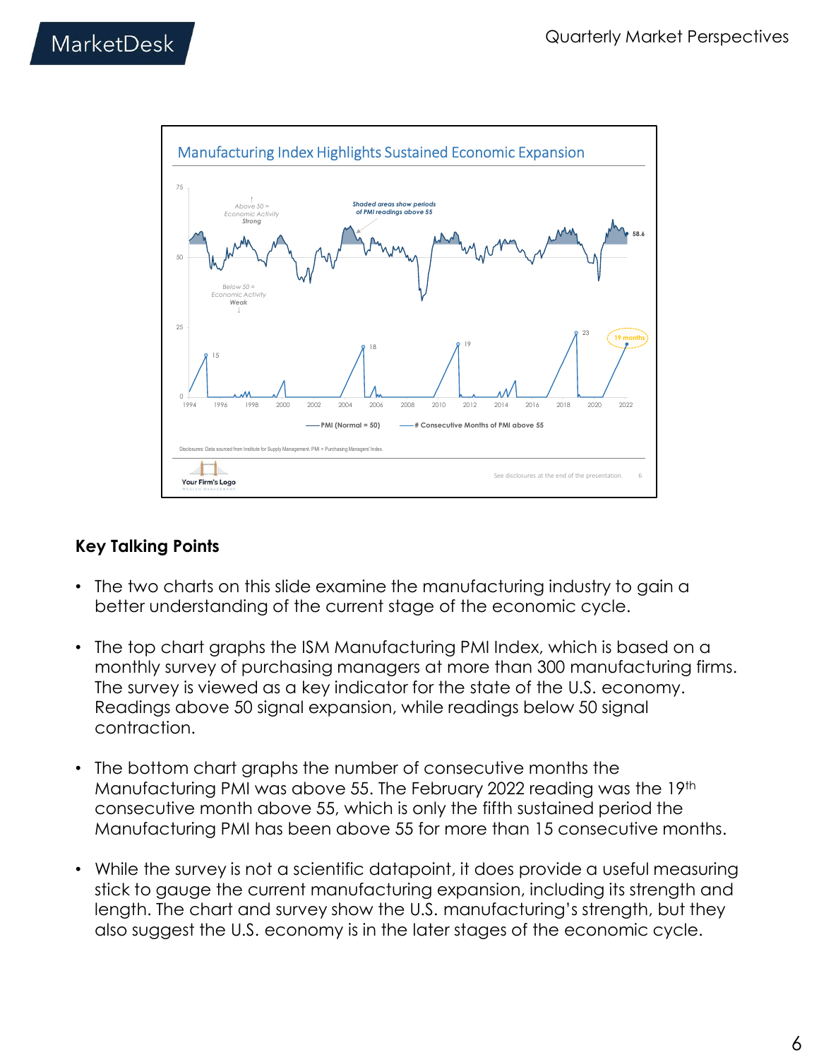## Manufacturing Index Highlights Sustained Economic Expansion

Disclosures: Data sourced from Institute for Supply Management. PMI = Purchasing Managers' Index.

See disclosures at the end of the presentation.

### Key Talking Points

- The two charts on this slide examine the manufacturing industry to gain a better understanding of the current stage of the economic cycle.
- The top chart graphs the ISM Manufacturing PMI Index, which is based on a monthly survey of purchasing managers at more than 300 manufacturing firms. The survey is viewed as a key indicator for the state of the U.S. economy. Readings above 50 signal expansion, while readings below 50 signal contraction.
- The bottom chart graphs the number of consecutive months the Manufacturing PMI was above 55. The February 2022 reading was the 19th consecutive month above 55, which is only the fifth sustained period the Manufacturing PMI has been above 55 for more than 15 consecutive months.
- While the survey is not a scientific datapoint, it does provide a useful measuring stick to gauge the current manufacturing expansion, including its strength and length. The chart and survey show the U.S. manufacturing's strength, but they also suggest the U.S. economy is in the later stages of the economic cycle.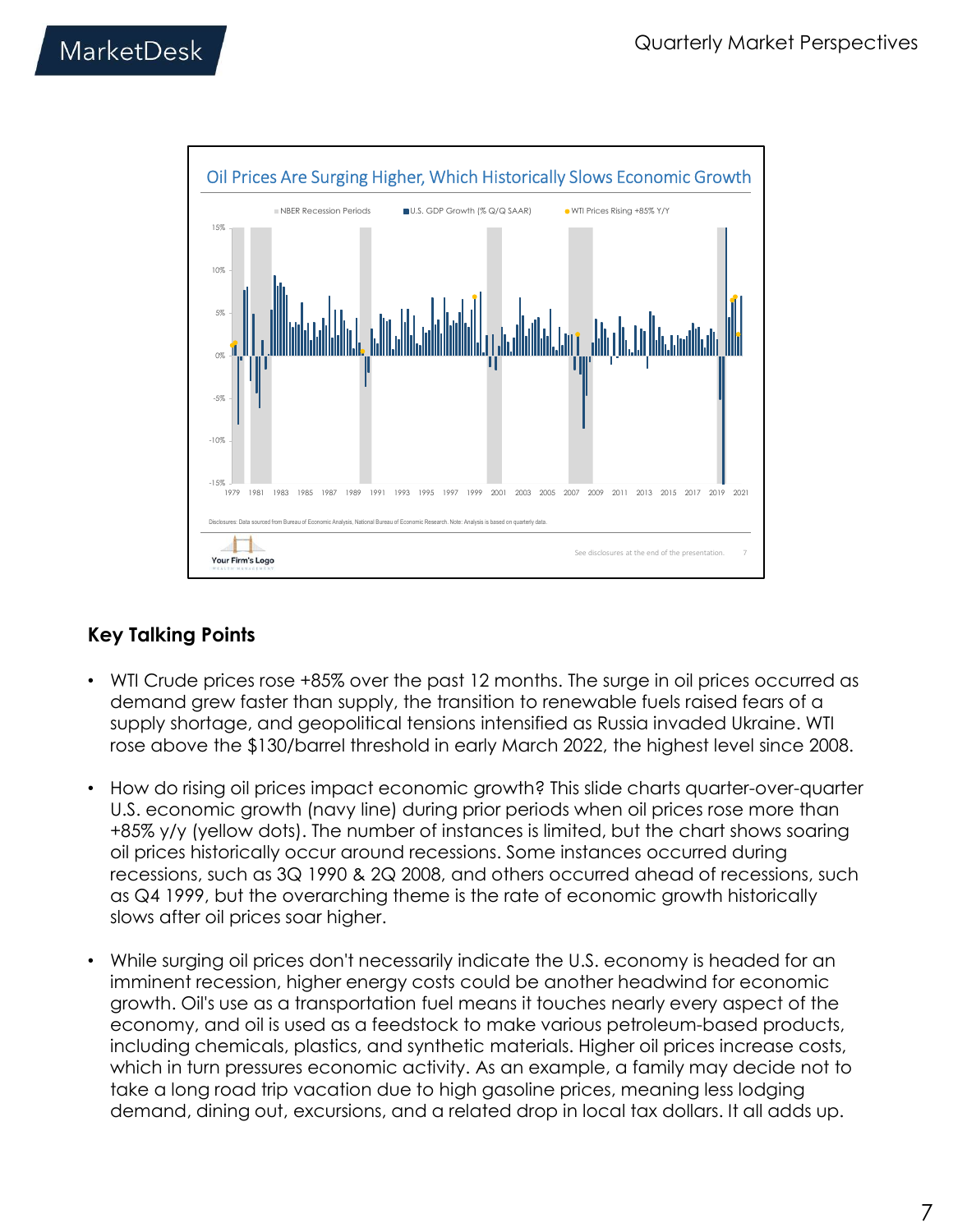## Oil Prices Are Surging Higher, Which Historically Slows Economic Growth

NBER Recession Periods | U.S. GDP Growth (% Q/Q SAAR) | WTI Prices Rising +85% Y/Y

Disclosures: Data sourced from Bureau of Economic Analysis, National Bureau of Economic Research. Note: Analysis is based on quarterly data.

See disclosures at the end of the presentation.

### Key Talking Points

- WTI Crude prices rose +85% over the past 12 months. The surge in oil prices occurred as demand grew faster than supply, the transition to renewable fuels raised fears of a supply shortage, and geopolitical tensions intensified as Russia invaded Ukraine. WTI rose above the $130/barrel threshold in early March 2022, the highest level since 2008.
- How do rising oil prices impact economic growth? This slide charts quarter-over-quarter U.S. economic growth (navy line) during prior periods when oil prices rose more than +85% y/y (yellow dots). The number of instances is limited, but the chart shows soaring oil prices historically occur around recessions. Some instances occurred during recessions, such as 3Q 1990 & 2Q 2008, and others occurred ahead of recessions, such as Q4 1999, but the overarching theme is the rate of economic growth historically slows after oil prices soar higher.
- While surging oil prices don't necessarily indicate the U.S. economy is headed for an imminent recession, higher energy costs could be another headwind for economic growth. Oil's use as a transportation fuel means it touches nearly every aspect of the economy, and oil is used as a feedstock to make various petroleum-based products, including chemicals, plastics, and synthetic materials. Higher oil prices increase costs, which in turn pressures economic activity. As an example, a family may decide not to take a long road trip vacation due to high gasoline prices, meaning less lodging demand, dining out, excursions, and a related drop in local tax dollars. It all adds up.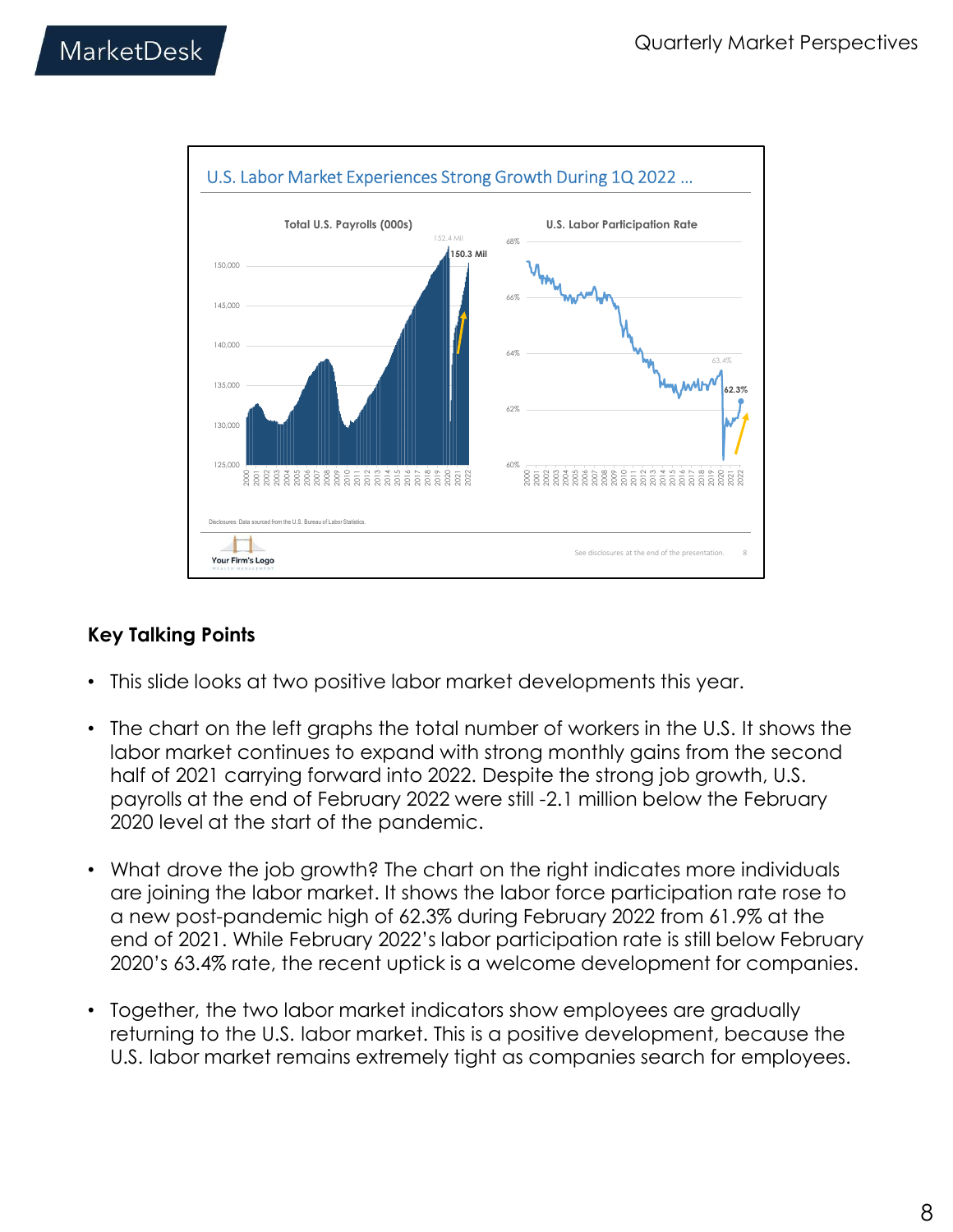## U.S. Labor Market Experiences Strong Growth During 1Q 2022 ...

**Total U.S. Payrolls (000s)**

**U.S. Labor Participation Rate**

Disclosures: Data sourced from the U.S. Bureau of Labor Statistics.

## Key Talking Points

- This slide looks at two positive labor market developments this year.
- The chart on the left graphs the total number of workers in the U.S. It shows the labor market continues to expand with strong monthly gains from the second half of 2021 carrying forward into 2022. Despite the strong job growth, U.S. payrolls at the end of February 2022 were still -2.1 million below the February 2020 level at the start of the pandemic.
- What drove the job growth? The chart on the right indicates more individuals are joining the labor market. It shows the labor force participation rate rose to a new post-pandemic high of 62.3% during February 2022 from 61.9% at the end of 2021. While February 2022's labor participation rate is still below February 2020's 63.4% rate, the recent uptick is a welcome development for companies.
- Together, the two labor market indicators show employees are gradually returning to the U.S. labor market. This is a positive development, because the U.S. labor market remains extremely tight as companies search for employees.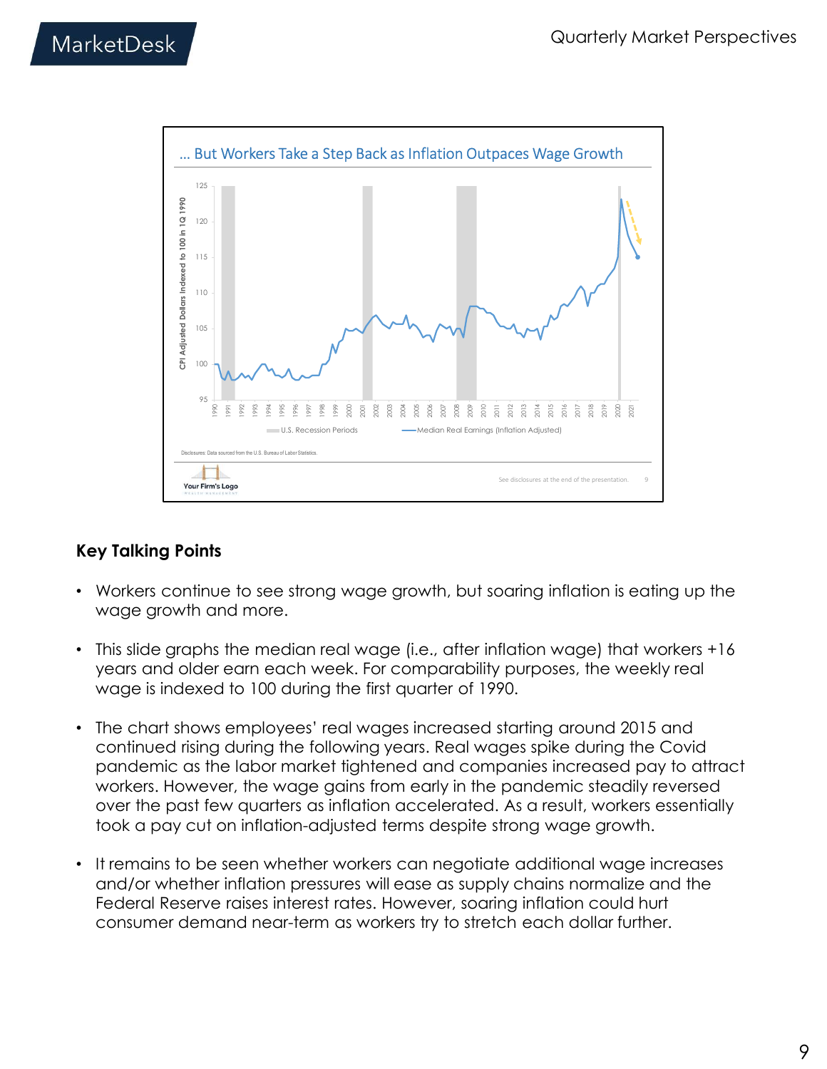... But Workers Take a Step Back as Inflation Outpaces Wage Growth

Disclosures: Data sourced from the U.S. Bureau of Labor Statistics.

## Key Talking Points

- Workers continue to see strong wage growth, but soaring inflation is eating up the wage growth and more.
- This slide graphs the median real wage (i.e., after inflation wage) that workers +16 years and older earn each week. For comparability purposes, the weekly real wage is indexed to 100 during the first quarter of 1990.
- The chart shows employees' real wages increased starting around 2015 and continued rising during the following years. Real wages spike during the Covid pandemic as the labor market tightened and companies increased pay to attract workers. However, the wage gains from early in the pandemic steadily reversed over the past few quarters as inflation accelerated. As a result, workers essentially took a pay cut on inflation-adjusted terms despite strong wage growth.
- It remains to be seen whether workers can negotiate additional wage increases and/or whether inflation pressures will ease as supply chains normalize and the Federal Reserve raises interest rates. However, soaring inflation could hurt consumer demand near-term as workers try to stretch each dollar further.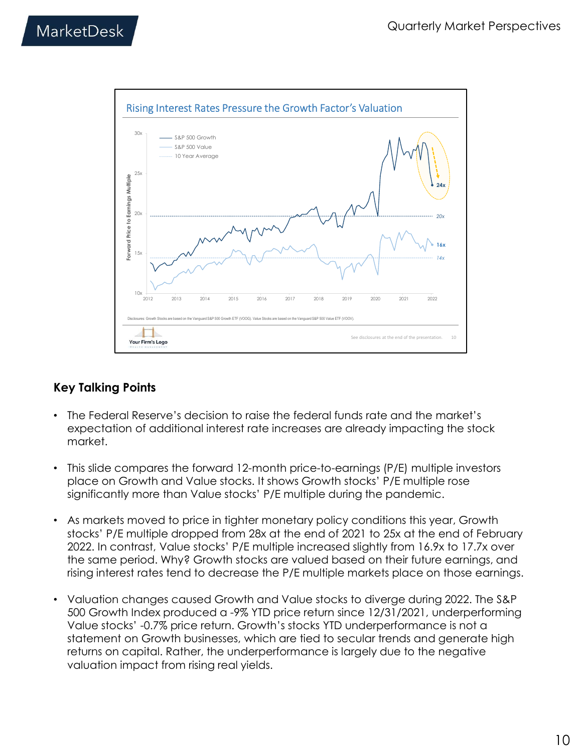## Rising Interest Rates Pressure the Growth Factor's Valuation

Forward Price to Earnings Multiple

- S&P 500 Growth
- S&P 500 Value
- 10 Year Average

24x, 20x, 16x, 14x

Disclosures: Growth Stocks are based on the Vanguard S&P 500 Growth ETF (VOOG). Value Stocks are based on the Vanguard S&P 500 Value ETF (VOOV).

See disclosures at the end of the presentation.

### Key Talking Points

- The Federal Reserve's decision to raise the federal funds rate and the market's expectation of additional interest rate increases are already impacting the stock market.
- This slide compares the forward 12-month price-to-earnings (P/E) multiple investors place on Growth and Value stocks. It shows Growth stocks' P/E multiple rose significantly more than Value stocks' P/E multiple during the pandemic.
- As markets moved to price in tighter monetary policy conditions this year, Growth stocks' P/E multiple dropped from 28x at the end of 2021 to 25x at the end of February 2022. In contrast, Value stocks' P/E multiple increased slightly from 16.9x to 17.7x over the same period. Why? Growth stocks are valued based on their future earnings, and rising interest rates tend to decrease the P/E multiple markets place on those earnings.
- Valuation changes caused Growth and Value stocks to diverge during 2022. The S&P 500 Growth Index produced a -9% YTD price return since 12/31/2021, underperforming Value stocks' -0.7% price return. Growth's stocks YTD underperformance is not a statement on Growth businesses, which are tied to secular trends and generate high returns on capital. Rather, the underperformance is largely due to the negative valuation impact from rising real yields.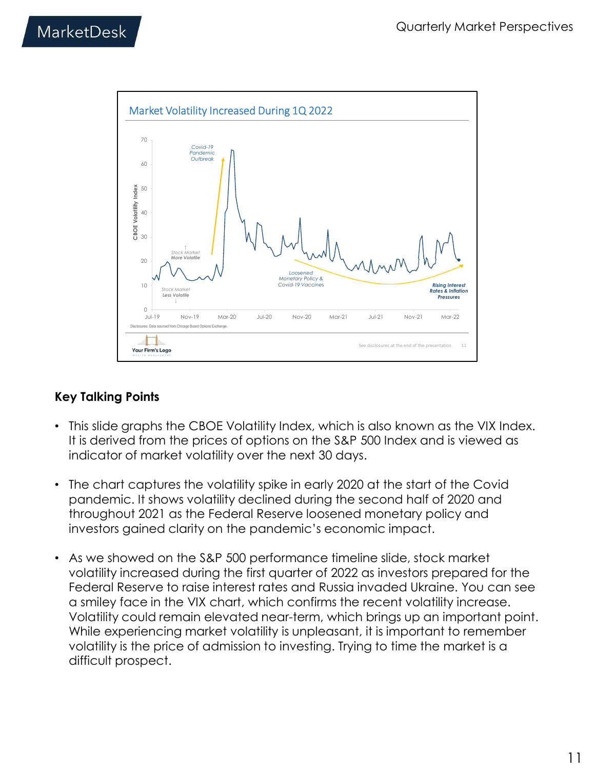## Market Volatility Increased During 1Q 2022

CBOE Volatility Index

Covid-19 Pandemic Outbreak

Stock Market More Volatile

Stock Market Less Volatile

Loosened Monetary Policy & Covid-19 Vaccines

Rising Interest Rates & Inflation Pressures

Jul-19 Nov-19 Mar-20 Jul-20 Nov-20 Mar-21 Jul-21 Nov-21 Mar-22

Disclosures: Data sourced from Chicago Board Options Exchange.

See disclosures at the end of the presentation. 11

Your Firm's Logo

### Key Talking Points

- This slide graphs the CBOE Volatility Index, which is also known as the VIX Index. It is derived from the prices of options on the S&P 500 Index and is viewed as indicator of market volatility over the next 30 days.
- The chart captures the volatility spike in early 2020 at the start of the Covid pandemic. It shows volatility declined during the second half of 2020 and throughout 2021 as the Federal Reserve loosened monetary policy and investors gained clarity on the pandemic's economic impact.
- As we showed on the S&P 500 performance timeline slide, stock market volatility increased during the first quarter of 2022 as investors prepared for the Federal Reserve to raise interest rates and Russia invaded Ukraine. You can see a smiley face in the VIX chart, which confirms the recent volatility increase. Volatility could remain elevated near-term, which brings up an important point. While experiencing market volatility is unpleasant, it is important to remember volatility is the price of admission to investing. Trying to time the market is a difficult prospect.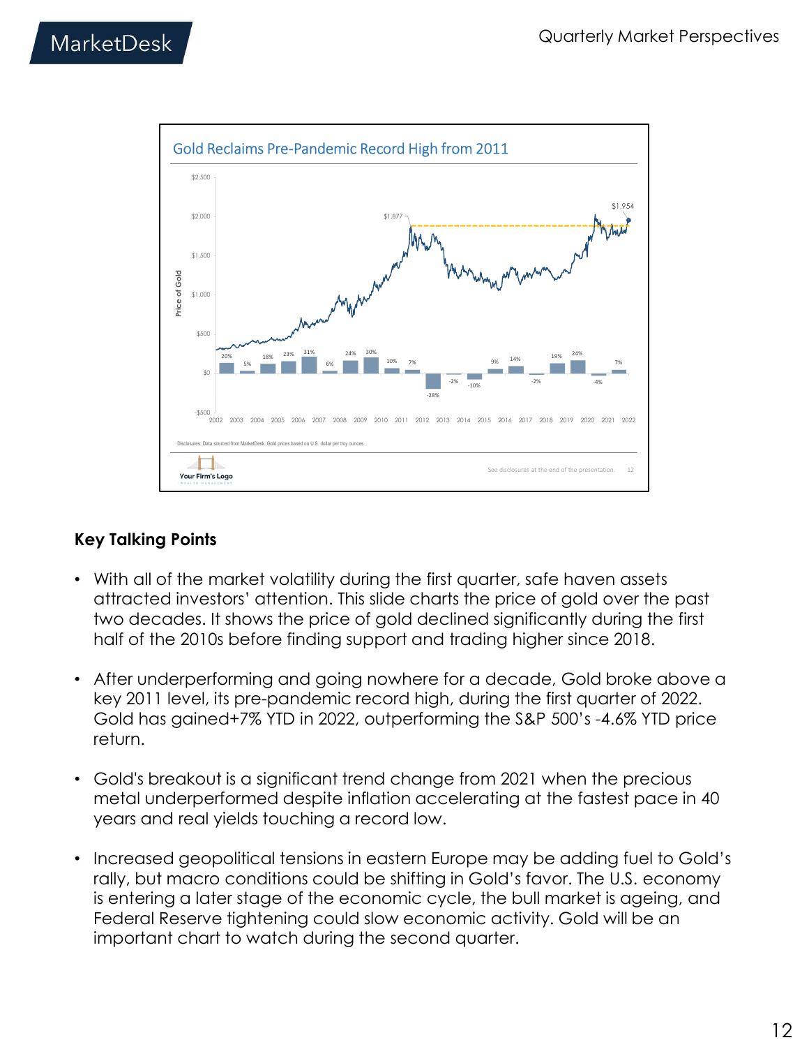## Gold Reclaims Pre-Pandemic Record High from 2011

Disclosures: Data sourced from MarketDesk. Gold prices based on U.S. dollar per troy ounces.

See disclosures at the end of the presentation.

### Key Talking Points

- With all of the market volatility during the first quarter, safe haven assets attracted investors' attention. This slide charts the price of gold over the past two decades. It shows the price of gold declined significantly during the first half of the 2010s before finding support and trading higher since 2018.
- After underperforming and going nowhere for a decade, Gold broke above a key 2011 level, its pre-pandemic record high, during the first quarter of 2022. Gold has gained+7% YTD in 2022, outperforming the S&P 500's -4.6% YTD price return.
- Gold's breakout is a significant trend change from 2021 when the precious metal underperformed despite inflation accelerating at the fastest pace in 40 years and real yields touching a record low.
- Increased geopolitical tensions in eastern Europe may be adding fuel to Gold's rally, but macro conditions could be shifting in Gold's favor. The U.S. economy is entering a later stage of the economic cycle, the bull market is ageing, and Federal Reserve tightening could slow economic activity. Gold will be an important chart to watch during the second quarter.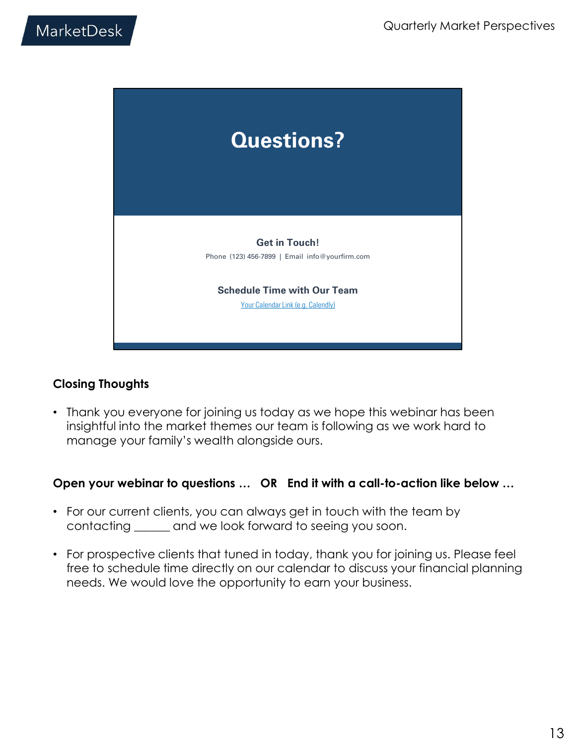# Questions?

**Get in Touch!**

Phone (123) 456-7899 | Email info@yourfirm.com

**Schedule Time with Our Team**

Your Calendar Link (e.g. Calendly)

**Closing Thoughts**

- Thank you everyone for joining us today as we hope this webinar has been insightful into the market themes our team is following as we work hard to manage your family's wealth alongside ours.

**Open your webinar to questions … OR End it with a call-to-action like below …**

- For our current clients, you can always get in touch with the team by contacting ______ and we look forward to seeing you soon.
- For prospective clients that tuned in today, thank you for joining us. Please feel free to schedule time directly on our calendar to discuss your financial planning needs. We would love the opportunity to earn your business.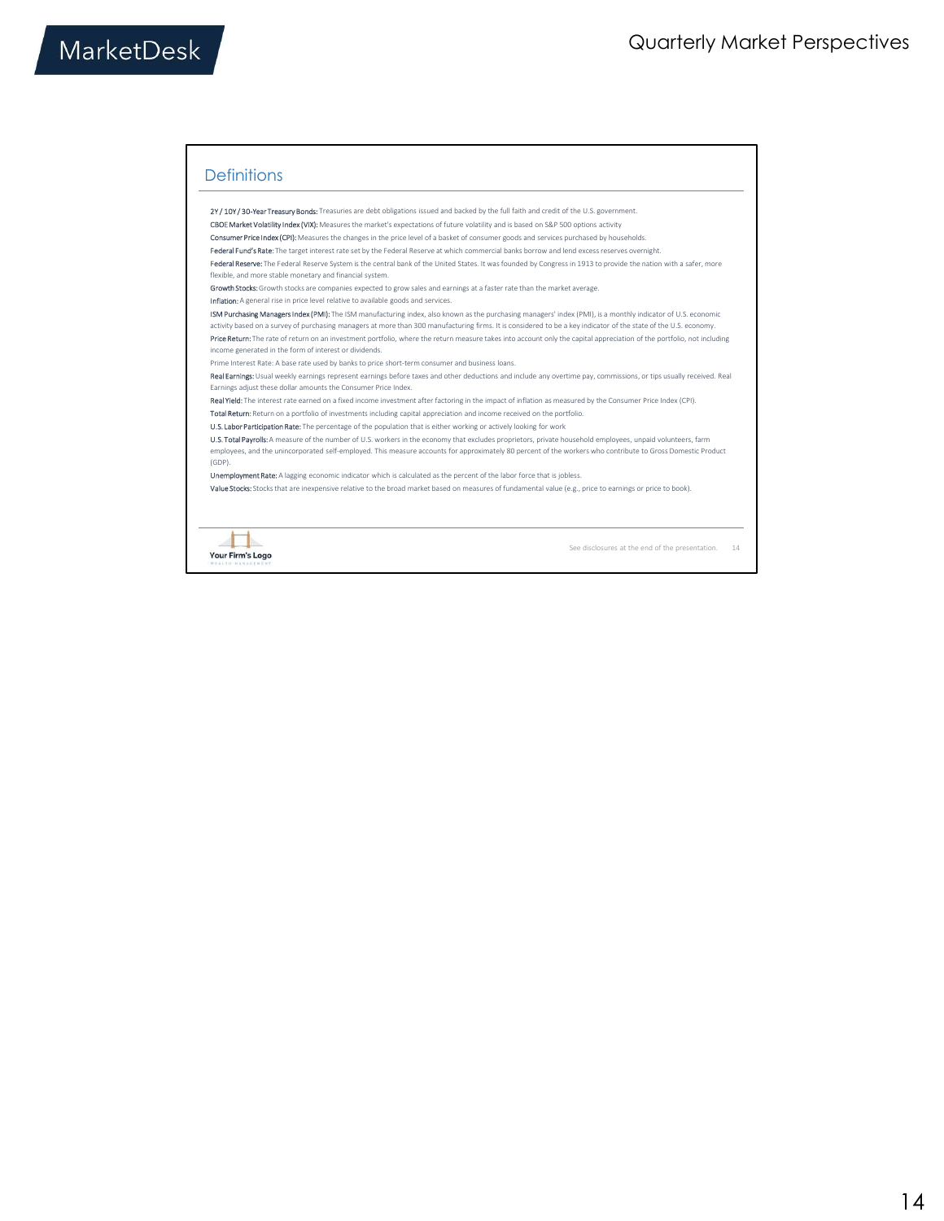## Definitions

**2Y / 10Y / 30-Year Treasury Bonds:** Treasuries are debt obligations issued and backed by the full faith and credit of the U.S. government.

**CBOE Market Volatility Index (VIX):** Measures the market's expectations of future volatility and is based on S&P 500 options activity

**Consumer Price Index (CPI):** Measures the changes in the price level of a basket of consumer goods and services purchased by households.

**Federal Fund's Rate:** The target interest rate set by the Federal Reserve at which commercial banks borrow and lend excess reserves overnight.

**Federal Reserve:** The Federal Reserve System is the central bank of the United States. It was founded by Congress in 1913 to provide the nation with a safer, more flexible, and more stable monetary and financial system.

**Growth Stocks:** Growth stocks are companies expected to grow sales and earnings at a faster rate than the market average.

**Inflation:** A general rise in price level relative to available goods and services.

**ISM Purchasing Managers Index (PMI):** The ISM manufacturing index, also known as the purchasing managers' index (PMI), is a monthly indicator of U.S. economic activity based on a survey of purchasing managers at more than 300 manufacturing firms. It is considered to be a key indicator of the state of the U.S. economy.

**Price Return:** The rate of return on an investment portfolio, where the return measure takes into account only the capital appreciation of the portfolio, not including income generated in the form of interest or dividends.

Prime Interest Rate: A base rate used by banks to price short-term consumer and business loans.

**Real Earnings:** Usual weekly earnings represent earnings before taxes and other deductions and include any overtime pay, commissions, or tips usually received. Real Earnings adjust these dollar amounts the Consumer Price Index.

**Real Yield:** The interest rate earned on a fixed income investment after factoring in the impact of inflation as measured by the Consumer Price Index (CPI).

**Total Return:** Return on a portfolio of investments including capital appreciation and income received on the portfolio.

**U.S. Labor Participation Rate:** The percentage of the population that is either working or actively looking for work

**U.S. Total Payrolls:** A measure of the number of U.S. workers in the economy that excludes proprietors, private household employees, unpaid volunteers, farm employees, and the unincorporated self-employed. This measure accounts for approximately 80 percent of the workers who contribute to Gross Domestic Product (GDP).

**Unemployment Rate:** A lagging economic indicator which is calculated as the percent of the labor force that is jobless.

**Value Stocks:** Stocks that are inexpensive relative to the broad market based on measures of fundamental value (e.g., price to earnings or price to book).

See disclosures at the end of the presentation.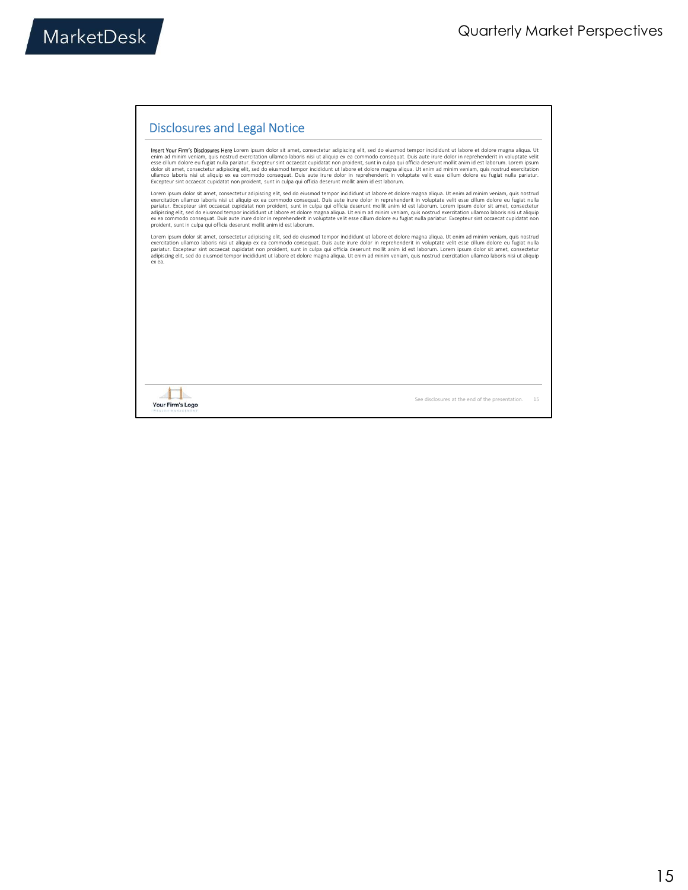## Disclosures and Legal Notice

**Insert Your Firm's Disclosures Here** Lorem ipsum dolor sit amet, consectetur adipiscing elit, sed do eiusmod tempor incididunt ut labore et dolore magna aliqua. Ut enim ad minim veniam, quis nostrud exercitation ullamco laboris nisi ut aliquip ex ea commodo consequat. Duis aute irure dolor in reprehenderit in voluptate velit esse cillum dolore eu fugiat nulla pariatur. Excepteur sint occaecat cupidatat non proident, sunt in culpa qui officia deserunt mollit anim id est laborum. Lorem ipsum dolor sit amet, consectetur adipiscing elit, sed do eiusmod tempor incididunt ut labore et dolore magna aliqua. Ut enim ad minim veniam, quis nostrud exercitation ullamco laboris nisi ut aliquip ex ea commodo consequat. Duis aute irure dolor in reprehenderit in voluptate velit esse cillum dolore eu fugiat nulla pariatur. Excepteur sint occaecat cupidatat non proident, sunt in culpa qui officia deserunt mollit anim id est laborum.

Lorem ipsum dolor sit amet, consectetur adipiscing elit, sed do eiusmod tempor incididunt ut labore et dolore magna aliqua. Ut enim ad minim veniam, quis nostrud exercitation ullamco laboris nisi ut aliquip ex ea commodo consequat. Duis aute irure dolor in reprehenderit in voluptate velit esse cillum dolore eu fugiat nulla pariatur. Excepteur sint occaecat cupidatat non proident, sunt in culpa qui officia deserunt mollit anim id est laborum. Lorem ipsum dolor sit amet, consectetur adipiscing elit, sed do eiusmod tempor incididunt ut labore et dolore magna aliqua. Ut enim ad minim veniam, quis nostrud exercitation ullamco laboris nisi ut aliquip ex ea commodo consequat. Duis aute irure dolor in reprehenderit in voluptate velit esse cillum dolore eu fugiat nulla pariatur. Excepteur sint occaecat cupidatat non proident, sunt in culpa qui officia deserunt mollit anim id est laborum.

Lorem ipsum dolor sit amet, consectetur adipiscing elit, sed do eiusmod tempor incididunt ut labore et dolore magna aliqua. Ut enim ad minim veniam, quis nostrud exercitation ullamco laboris nisi ut aliquip ex ea commodo consequat. Duis aute irure dolor in reprehenderit in voluptate velit esse cillum dolore eu fugiat nulla pariatur. Excepteur sint occaecat cupidatat non proident, sunt in culpa qui officia deserunt mollit anim id est laborum. Lorem ipsum dolor sit amet, consectetur adipiscing elit, sed do eiusmod tempor incididunt ut labore et dolore magna aliqua. Ut enim ad minim veniam, quis nostrud exercitation ullamco laboris nisi ut aliquip ex ea.

Your Firm's Logo

See disclosures at the end of the presentation.